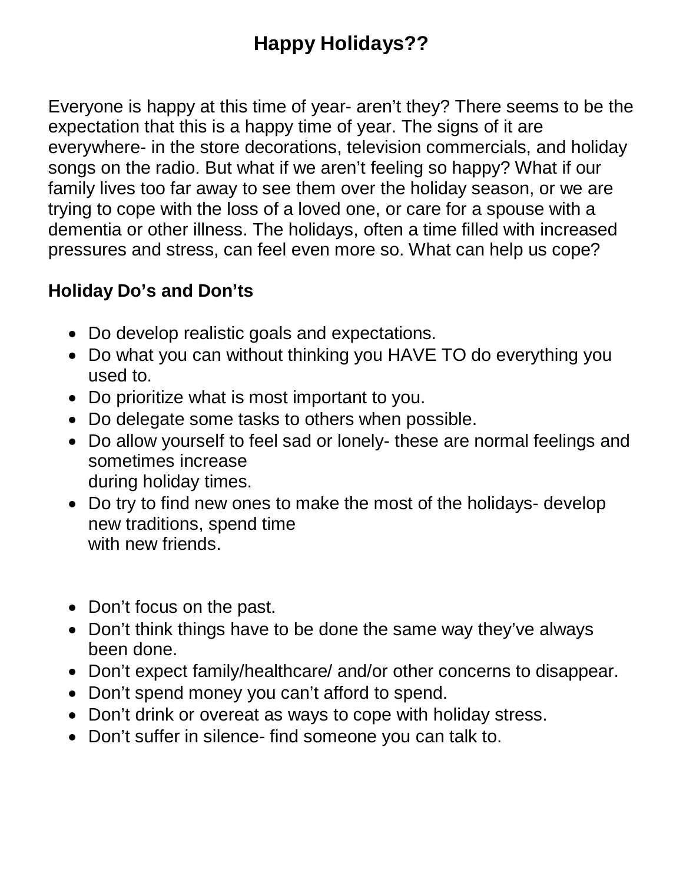# Happy Holidays??

Everyone is happy at this time of year- aren't they? There seems to be the expectation that this is a happy time of year. The signs of it are everywhere- in the store decorations, television commercials, and holiday songs on the radio. But what if we aren't feeling so happy? What if our family lives too far away to see them over the holiday season, or we are trying to cope with the loss of a loved one, or care for a spouse with a dementia or other illness. The holidays, often a time filled with increased pressures and stress, can feel even more so. What can help us cope?

## Holiday Do's and Don'ts

- Do develop realistic goals and expectations.
- Do what you can without thinking you HAVE TO do everything you used to.
- Do prioritize what is most important to you.
- Do delegate some tasks to others when possible.
- Do allow yourself to feel sad or lonely- these are normal feelings and sometimes increase during holiday times.
- Do try to find new ones to make the most of the holidays- develop new traditions, spend time with new friends.

- Don't focus on the past.
- Don't think things have to be done the same way they've always been done.
- Don't expect family/healthcare/ and/or other concerns to disappear.
- Don't spend money you can't afford to spend.
- Don't drink or overeat as ways to cope with holiday stress.
- Don't suffer in silence- find someone you can talk to.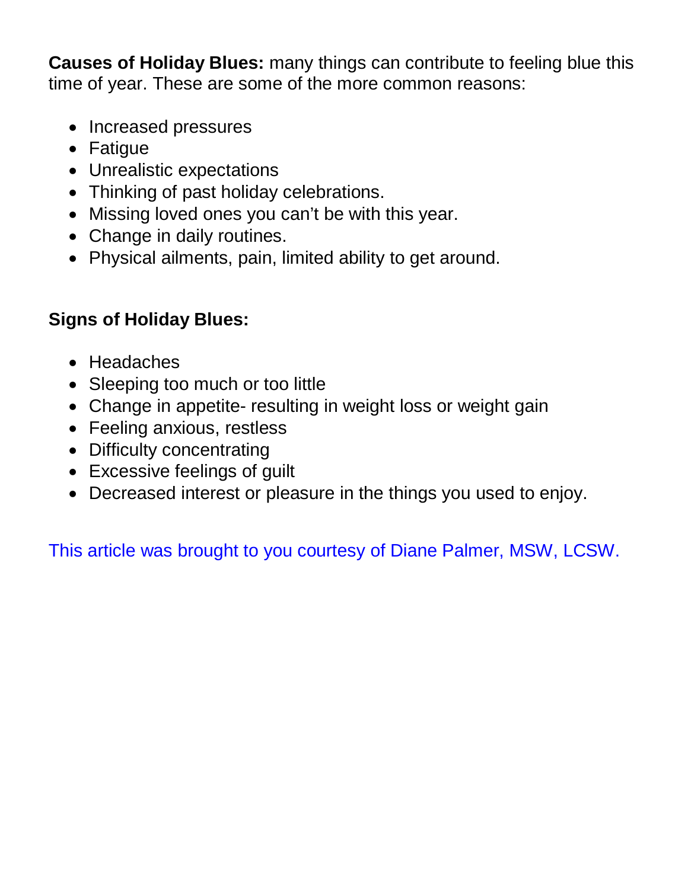**Causes of Holiday Blues:** many things can contribute to feeling blue this time of year. These are some of the more common reasons:

- Increased pressures
- Fatigue
- Unrealistic expectations
- Thinking of past holiday celebrations.
- Missing loved ones you can't be with this year.
- Change in daily routines.
- Physical ailments, pain, limited ability to get around.

**Signs of Holiday Blues:**

- Headaches
- Sleeping too much or too little
- Change in appetite- resulting in weight loss or weight gain
- Feeling anxious, restless
- Difficulty concentrating
- Excessive feelings of guilt
- Decreased interest or pleasure in the things you used to enjoy.

This article was brought to you courtesy of Diane Palmer, MSW, LCSW.